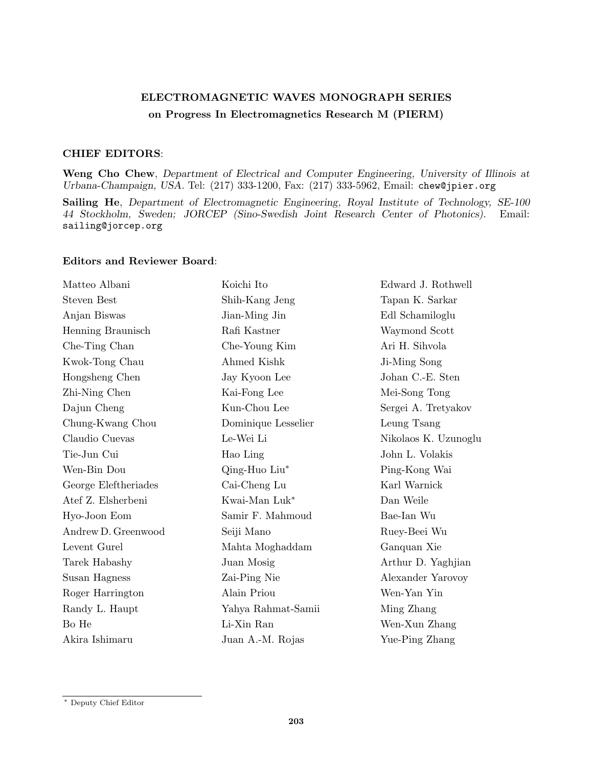# ELECTROMAGNETIC WAVES MONOGRAPH SERIES
## on Progress In Electromagnetics Research M (PIERM)

### CHIEF EDITORS:

**Weng Cho Chew**, *Department of Electrical and Computer Engineering, University of Illinois at Urbana-Champaign, USA*. Tel: (217) 333-1200, Fax: (217) 333-5962, Email: chew@jpier.org

**Sailing He**, *Department of Electromagnetic Engineering, Royal Institute of Technology, SE-100 44 Stockholm, Sweden; JORCEP (Sino-Swedish Joint Research Center of Photonics).* Email: sailing@jorcep.org

### Editors and Reviewer Board:

Matteo Albani
Steven Best
Anjan Biswas
Henning Braunisch
Che-Ting Chan
Kwok-Tong Chau
Hongsheng Chen
Zhi-Ning Chen
Dajun Cheng
Chung-Kwang Chou
Claudio Cuevas
Tie-Jun Cui
Wen-Bin Dou
George Eleftheriades
Atef Z. Elsherbeni
Hyo-Joon Eom
Andrew D. Greenwood
Levent Gurel
Tarek Habashy
Susan Hagness
Roger Harrington
Randy L. Haupt
Bo He
Akira Ishimaru
Koichi Ito
Shih-Kang Jeng
Jian-Ming Jin
Rafi Kastner
Che-Young Kim
Ahmed Kishk
Jay Kyoon Lee
Kai-Fong Lee
Kun-Chou Lee
Dominique Lesselier
Le-Wei Li
Hao Ling
Qing-Huo Liu*
Cai-Cheng Lu
Kwai-Man Luk*
Samir F. Mahmoud
Seiji Mano
Mahta Moghaddam
Juan Mosig
Zai-Ping Nie
Alain Priou
Yahya Rahmat-Samii
Li-Xin Ran
Juan A.-M. Rojas
Edward J. Rothwell
Tapan K. Sarkar
Edl Schamiloglu
Waymond Scott
Ari H. Sihvola
Ji-Ming Song
Johan C.-E. Sten
Mei-Song Tong
Sergei A. Tretyakov
Leung Tsang
Nikolaos K. Uzunoglu
John L. Volakis
Ping-Kong Wai
Karl Warnick
Dan Weile
Bae-Ian Wu
Ruey-Beei Wu
Ganquan Xie
Arthur D. Yaghjian
Alexander Yarovoy
Wen-Yan Yin
Ming Zhang
Wen-Xun Zhang
Yue-Ping Zhang

* Deputy Chief Editor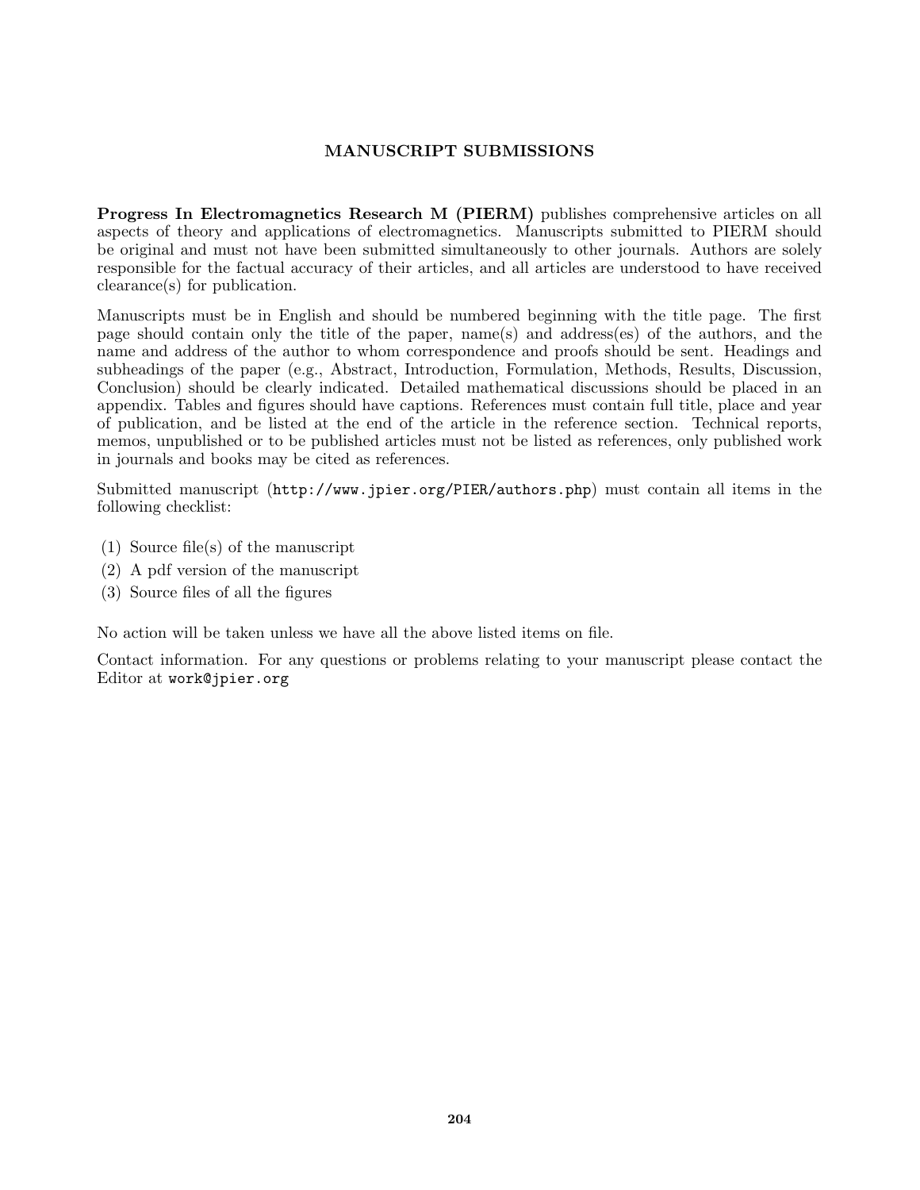## MANUSCRIPT SUBMISSIONS

**Progress In Electromagnetics Research M (PIERM)** publishes comprehensive articles on all aspects of theory and applications of electromagnetics. Manuscripts submitted to PIERM should be original and must not have been submitted simultaneously to other journals. Authors are solely responsible for the factual accuracy of their articles, and all articles are understood to have received clearance(s) for publication.

Manuscripts must be in English and should be numbered beginning with the title page. The first page should contain only the title of the paper, name(s) and address(es) of the authors, and the name and address of the author to whom correspondence and proofs should be sent. Headings and subheadings of the paper (e.g., Abstract, Introduction, Formulation, Methods, Results, Discussion, Conclusion) should be clearly indicated. Detailed mathematical discussions should be placed in an appendix. Tables and figures should have captions. References must contain full title, place and year of publication, and be listed at the end of the article in the reference section. Technical reports, memos, unpublished or to be published articles must not be listed as references, only published work in journals and books may be cited as references.

Submitted manuscript (`http://www.jpier.org/PIER/authors.php`) must contain all items in the following checklist:

(1) Source file(s) of the manuscript
(2) A pdf version of the manuscript
(3) Source files of all the figures

No action will be taken unless we have all the above listed items on file.

Contact information. For any questions or problems relating to your manuscript please contact the Editor at `work@jpier.org`